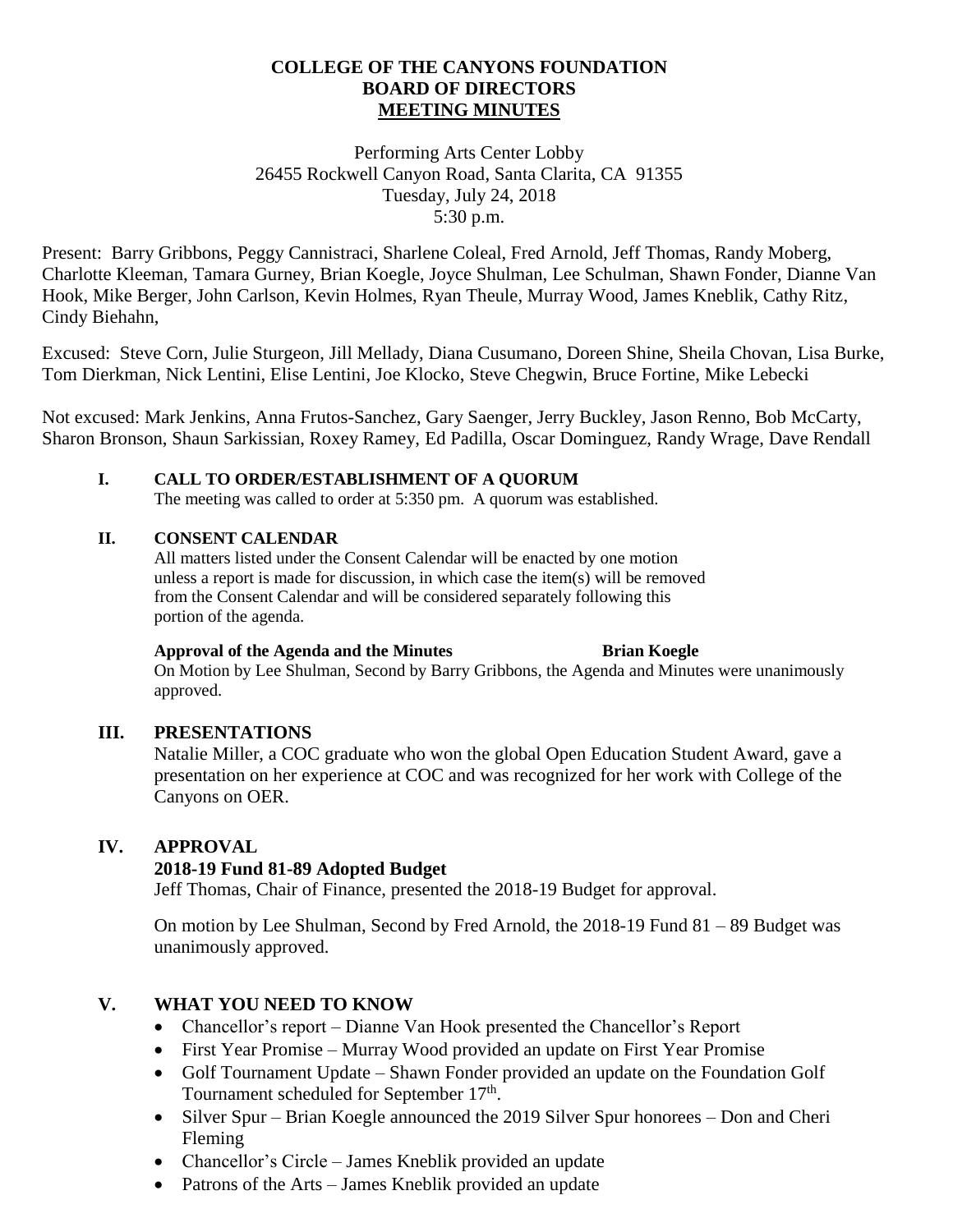# COLLEGE OF THE CANYONS FOUNDATION
## BOARD OF DIRECTORS
## MEETING MINUTES

Performing Arts Center Lobby
26455 Rockwell Canyon Road, Santa Clarita, CA 91355
Tuesday, July 24, 2018
5:30 p.m.

Present: Barry Gribbons, Peggy Cannistraci, Sharlene Coleal, Fred Arnold, Jeff Thomas, Randy Moberg, Charlotte Kleeman, Tamara Gurney, Brian Koegle, Joyce Shulman, Lee Schulman, Shawn Fonder, Dianne Van Hook, Mike Berger, John Carlson, Kevin Holmes, Ryan Theule, Murray Wood, James Kneblik, Cathy Ritz, Cindy Biehahn,

Excused: Steve Corn, Julie Sturgeon, Jill Mellady, Diana Cusumano, Doreen Shine, Sheila Chovan, Lisa Burke, Tom Dierkman, Nick Lentini, Elise Lentini, Joe Klocko, Steve Chegwin, Bruce Fortine, Mike Lebecki

Not excused: Mark Jenkins, Anna Frutos-Sanchez, Gary Saenger, Jerry Buckley, Jason Renno, Bob McCarty, Sharon Bronson, Shaun Sarkissian, Roxey Ramey, Ed Padilla, Oscar Dominguez, Randy Wrage, Dave Rendall

### I. CALL TO ORDER/ESTABLISHMENT OF A QUORUM

The meeting was called to order at 5:350 pm. A quorum was established.

### II. CONSENT CALENDAR

All matters listed under the Consent Calendar will be enacted by one motion unless a report is made for discussion, in which case the item(s) will be removed from the Consent Calendar and will be considered separately following this portion of the agenda.

**Approval of the Agenda and the Minutes** **Brian Koegle**

On Motion by Lee Shulman, Second by Barry Gribbons, the Agenda and Minutes were unanimously approved.

### III. PRESENTATIONS

Natalie Miller, a COC graduate who won the global Open Education Student Award, gave a presentation on her experience at COC and was recognized for her work with College of the Canyons on OER.

### IV. APPROVAL

**2018-19 Fund 81-89 Adopted Budget**

Jeff Thomas, Chair of Finance, presented the 2018-19 Budget for approval.

On motion by Lee Shulman, Second by Fred Arnold, the 2018-19 Fund 81 – 89 Budget was unanimously approved.

### V. WHAT YOU NEED TO KNOW

- Chancellor's report – Dianne Van Hook presented the Chancellor's Report
- First Year Promise – Murray Wood provided an update on First Year Promise
- Golf Tournament Update – Shawn Fonder provided an update on the Foundation Golf Tournament scheduled for September 17th.
- Silver Spur – Brian Koegle announced the 2019 Silver Spur honorees – Don and Cheri Fleming
- Chancellor's Circle – James Kneblik provided an update
- Patrons of the Arts – James Kneblik provided an update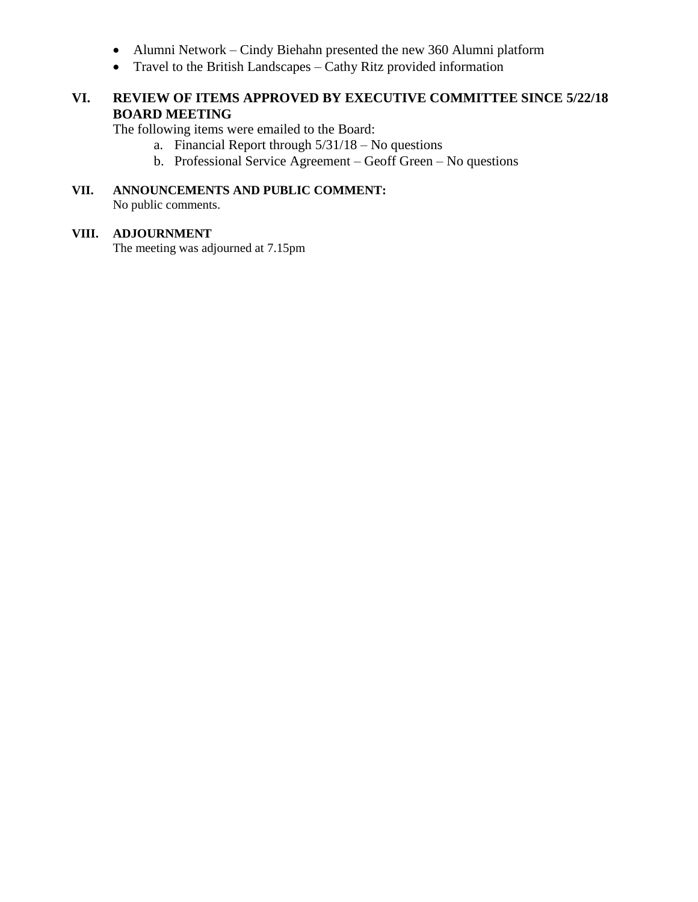- Alumni Network – Cindy Biehahn presented the new 360 Alumni platform
- Travel to the British Landscapes – Cathy Ritz provided information

## VI. REVIEW OF ITEMS APPROVED BY EXECUTIVE COMMITTEE SINCE 5/22/18 BOARD MEETING

The following items were emailed to the Board:

a. Financial Report through 5/31/18 – No questions
b. Professional Service Agreement – Geoff Green – No questions

## VII. ANNOUNCEMENTS AND PUBLIC COMMENT:

No public comments.

## VIII. ADJOURNMENT

The meeting was adjourned at 7.15pm